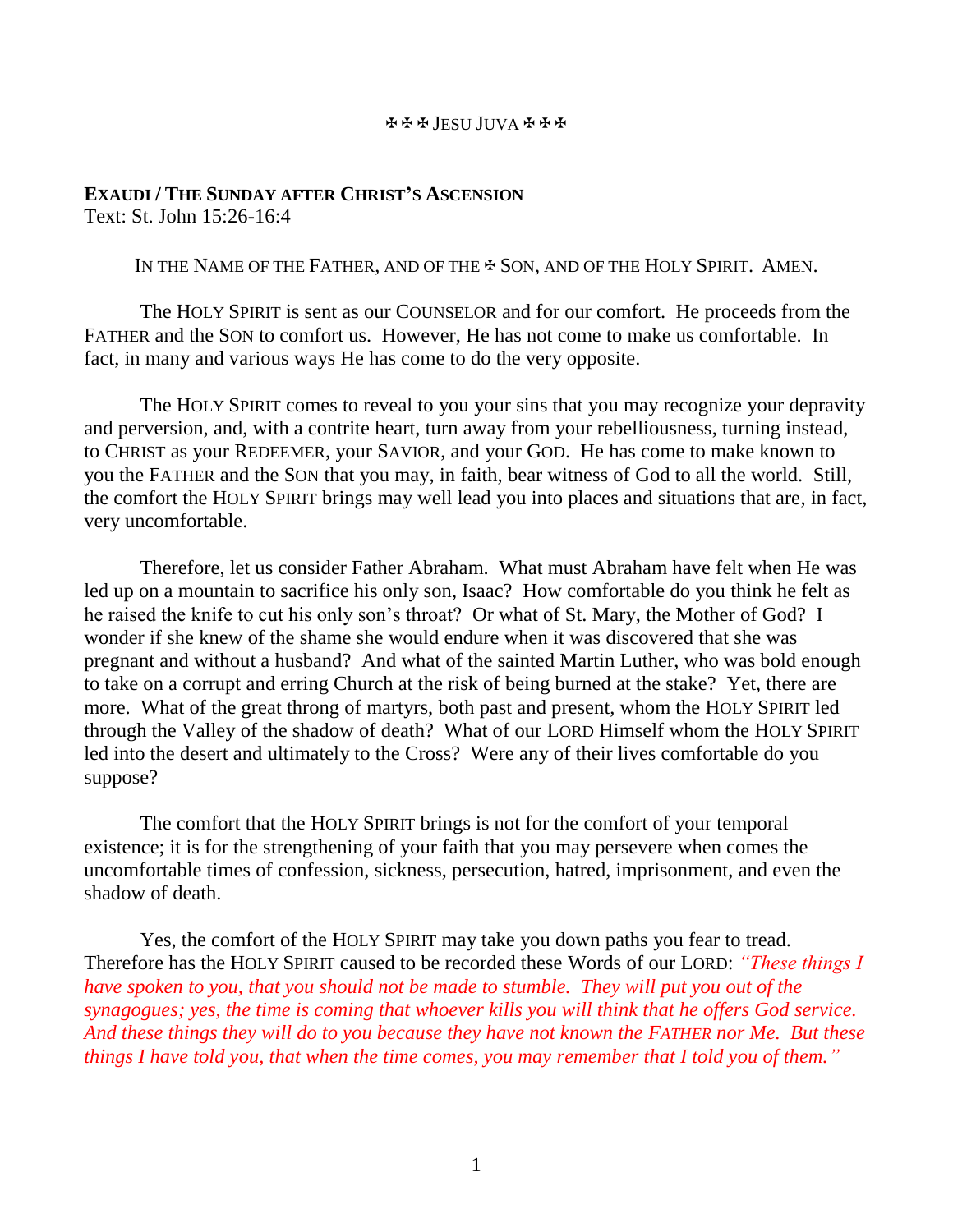✠ ✠ ✠ JESU JUVA ✠ ✠ ✠

**EXAUDI / THE SUNDAY AFTER CHRIST'S ASCENSION**
Text: St. John 15:26-16:4

IN THE NAME OF THE FATHER, AND OF THE ✠ SON, AND OF THE HOLY SPIRIT. AMEN.

The HOLY SPIRIT is sent as our COUNSELOR and for our comfort. He proceeds from the FATHER and the SON to comfort us. However, He has not come to make us comfortable. In fact, in many and various ways He has come to do the very opposite.

The HOLY SPIRIT comes to reveal to you your sins that you may recognize your depravity and perversion, and, with a contrite heart, turn away from your rebelliousness, turning instead, to CHRIST as your REDEEMER, your SAVIOR, and your GOD. He has come to make known to you the FATHER and the SON that you may, in faith, bear witness of God to all the world. Still, the comfort the HOLY SPIRIT brings may well lead you into places and situations that are, in fact, very uncomfortable.

Therefore, let us consider Father Abraham. What must Abraham have felt when He was led up on a mountain to sacrifice his only son, Isaac? How comfortable do you think he felt as he raised the knife to cut his only son's throat? Or what of St. Mary, the Mother of God? I wonder if she knew of the shame she would endure when it was discovered that she was pregnant and without a husband? And what of the sainted Martin Luther, who was bold enough to take on a corrupt and erring Church at the risk of being burned at the stake? Yet, there are more. What of the great throng of martyrs, both past and present, whom the HOLY SPIRIT led through the Valley of the shadow of death? What of our LORD Himself whom the HOLY SPIRIT led into the desert and ultimately to the Cross? Were any of their lives comfortable do you suppose?

The comfort that the HOLY SPIRIT brings is not for the comfort of your temporal existence; it is for the strengthening of your faith that you may persevere when comes the uncomfortable times of confession, sickness, persecution, hatred, imprisonment, and even the shadow of death.

Yes, the comfort of the HOLY SPIRIT may take you down paths you fear to tread. Therefore has the HOLY SPIRIT caused to be recorded these Words of our LORD: *"These things I have spoken to you, that you should not be made to stumble. They will put you out of the synagogues; yes, the time is coming that whoever kills you will think that he offers God service. And these things they will do to you because they have not known the FATHER nor Me. But these things I have told you, that when the time comes, you may remember that I told you of them."*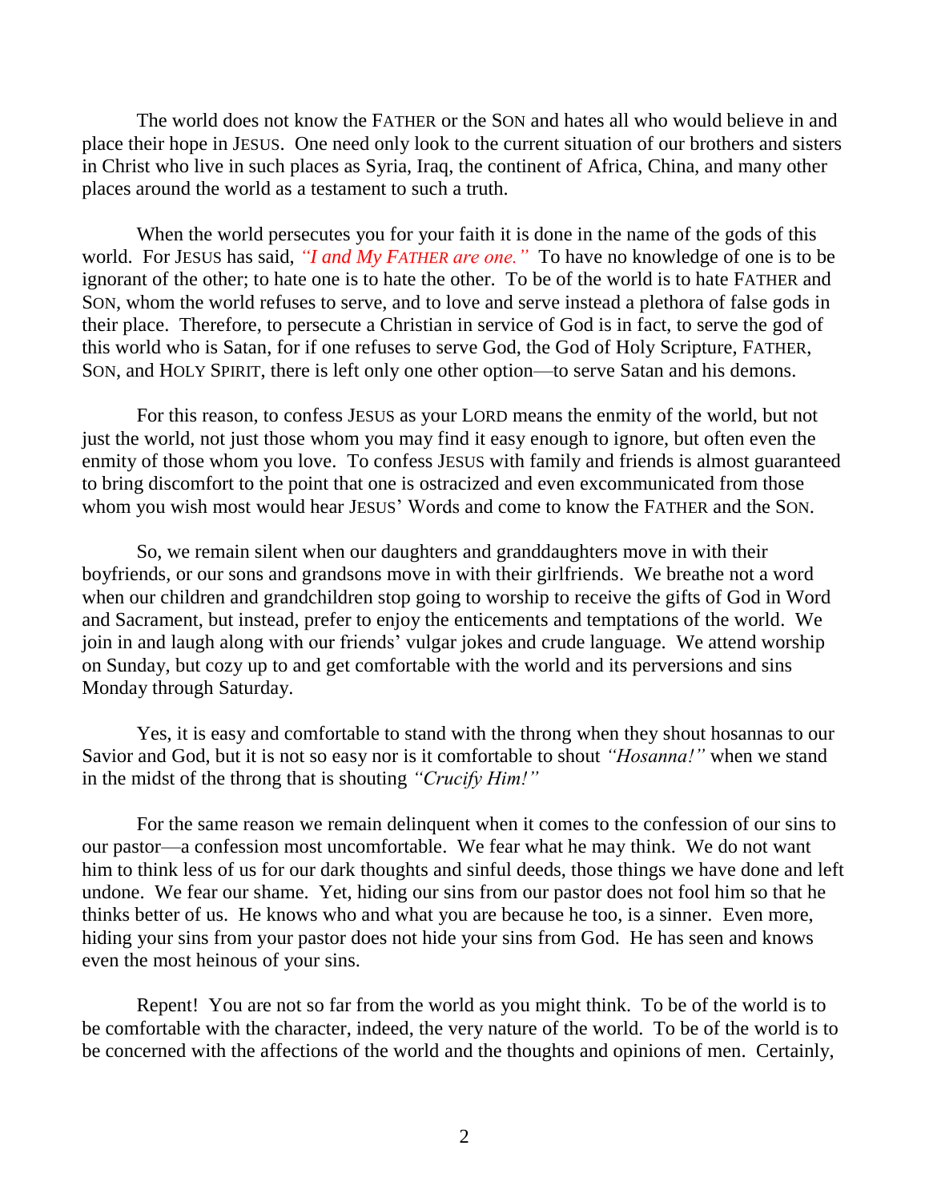The world does not know the FATHER or the SON and hates all who would believe in and place their hope in JESUS. One need only look to the current situation of our brothers and sisters in Christ who live in such places as Syria, Iraq, the continent of Africa, China, and many other places around the world as a testament to such a truth.

When the world persecutes you for your faith it is done in the name of the gods of this world. For JESUS has said, *"I and My FATHER are one."* To have no knowledge of one is to be ignorant of the other; to hate one is to hate the other. To be of the world is to hate FATHER and SON, whom the world refuses to serve, and to love and serve instead a plethora of false gods in their place. Therefore, to persecute a Christian in service of God is in fact, to serve the god of this world who is Satan, for if one refuses to serve God, the God of Holy Scripture, FATHER, SON, and HOLY SPIRIT, there is left only one other option—to serve Satan and his demons.

For this reason, to confess JESUS as your LORD means the enmity of the world, but not just the world, not just those whom you may find it easy enough to ignore, but often even the enmity of those whom you love. To confess JESUS with family and friends is almost guaranteed to bring discomfort to the point that one is ostracized and even excommunicated from those whom you wish most would hear JESUS' Words and come to know the FATHER and the SON.

So, we remain silent when our daughters and granddaughters move in with their boyfriends, or our sons and grandsons move in with their girlfriends. We breathe not a word when our children and grandchildren stop going to worship to receive the gifts of God in Word and Sacrament, but instead, prefer to enjoy the enticements and temptations of the world. We join in and laugh along with our friends' vulgar jokes and crude language. We attend worship on Sunday, but cozy up to and get comfortable with the world and its perversions and sins Monday through Saturday.

Yes, it is easy and comfortable to stand with the throng when they shout hosannas to our Savior and God, but it is not so easy nor is it comfortable to shout *"Hosanna!"* when we stand in the midst of the throng that is shouting *"Crucify Him!"*

For the same reason we remain delinquent when it comes to the confession of our sins to our pastor—a confession most uncomfortable. We fear what he may think. We do not want him to think less of us for our dark thoughts and sinful deeds, those things we have done and left undone. We fear our shame. Yet, hiding our sins from our pastor does not fool him so that he thinks better of us. He knows who and what you are because he too, is a sinner. Even more, hiding your sins from your pastor does not hide your sins from God. He has seen and knows even the most heinous of your sins.

Repent! You are not so far from the world as you might think. To be of the world is to be comfortable with the character, indeed, the very nature of the world. To be of the world is to be concerned with the affections of the world and the thoughts and opinions of men. Certainly,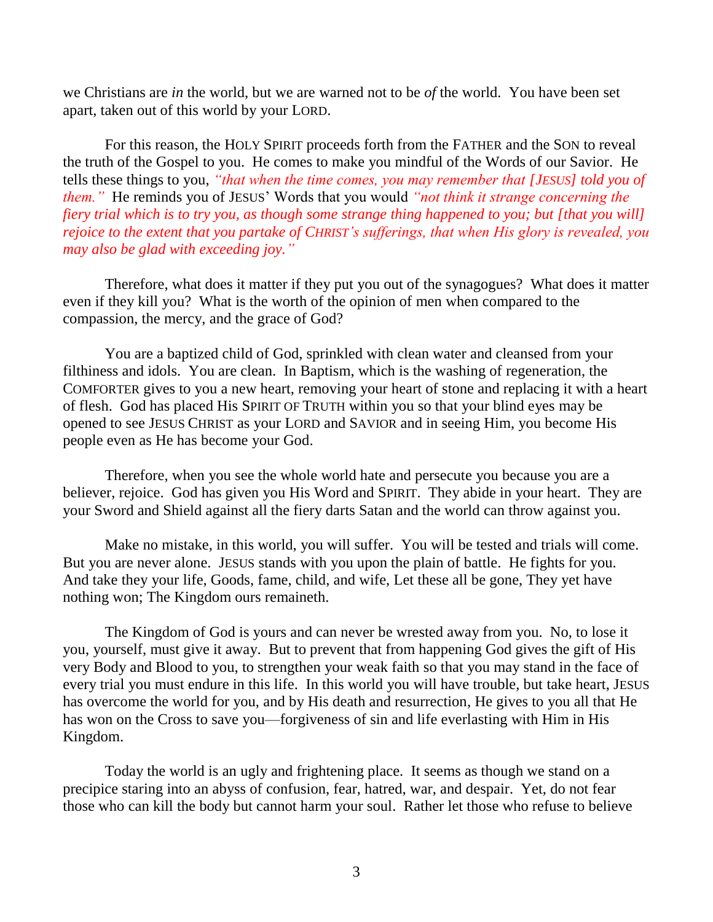we Christians are *in* the world, but we are warned not to be *of* the world. You have been set apart, taken out of this world by your LORD.

For this reason, the HOLY SPIRIT proceeds forth from the FATHER and the SON to reveal the truth of the Gospel to you. He comes to make you mindful of the Words of our Savior. He tells these things to you, *"that when the time comes, you may remember that [JESUS] told you of them."* He reminds you of JESUS' Words that you would *"not think it strange concerning the fiery trial which is to try you, as though some strange thing happened to you; but [that you will] rejoice to the extent that you partake of CHRIST's sufferings, that when His glory is revealed, you may also be glad with exceeding joy."*

Therefore, what does it matter if they put you out of the synagogues? What does it matter even if they kill you? What is the worth of the opinion of men when compared to the compassion, the mercy, and the grace of God?

You are a baptized child of God, sprinkled with clean water and cleansed from your filthiness and idols. You are clean. In Baptism, which is the washing of regeneration, the COMFORTER gives to you a new heart, removing your heart of stone and replacing it with a heart of flesh. God has placed His SPIRIT OF TRUTH within you so that your blind eyes may be opened to see JESUS CHRIST as your LORD and SAVIOR and in seeing Him, you become His people even as He has become your God.

Therefore, when you see the whole world hate and persecute you because you are a believer, rejoice. God has given you His Word and SPIRIT. They abide in your heart. They are your Sword and Shield against all the fiery darts Satan and the world can throw against you.

Make no mistake, in this world, you will suffer. You will be tested and trials will come. But you are never alone. JESUS stands with you upon the plain of battle. He fights for you. And take they your life, Goods, fame, child, and wife, Let these all be gone, They yet have nothing won; The Kingdom ours remaineth.

The Kingdom of God is yours and can never be wrested away from you. No, to lose it you, yourself, must give it away. But to prevent that from happening God gives the gift of His very Body and Blood to you, to strengthen your weak faith so that you may stand in the face of every trial you must endure in this life. In this world you will have trouble, but take heart, JESUS has overcome the world for you, and by His death and resurrection, He gives to you all that He has won on the Cross to save you—forgiveness of sin and life everlasting with Him in His Kingdom.

Today the world is an ugly and frightening place. It seems as though we stand on a precipice staring into an abyss of confusion, fear, hatred, war, and despair. Yet, do not fear those who can kill the body but cannot harm your soul. Rather let those who refuse to believe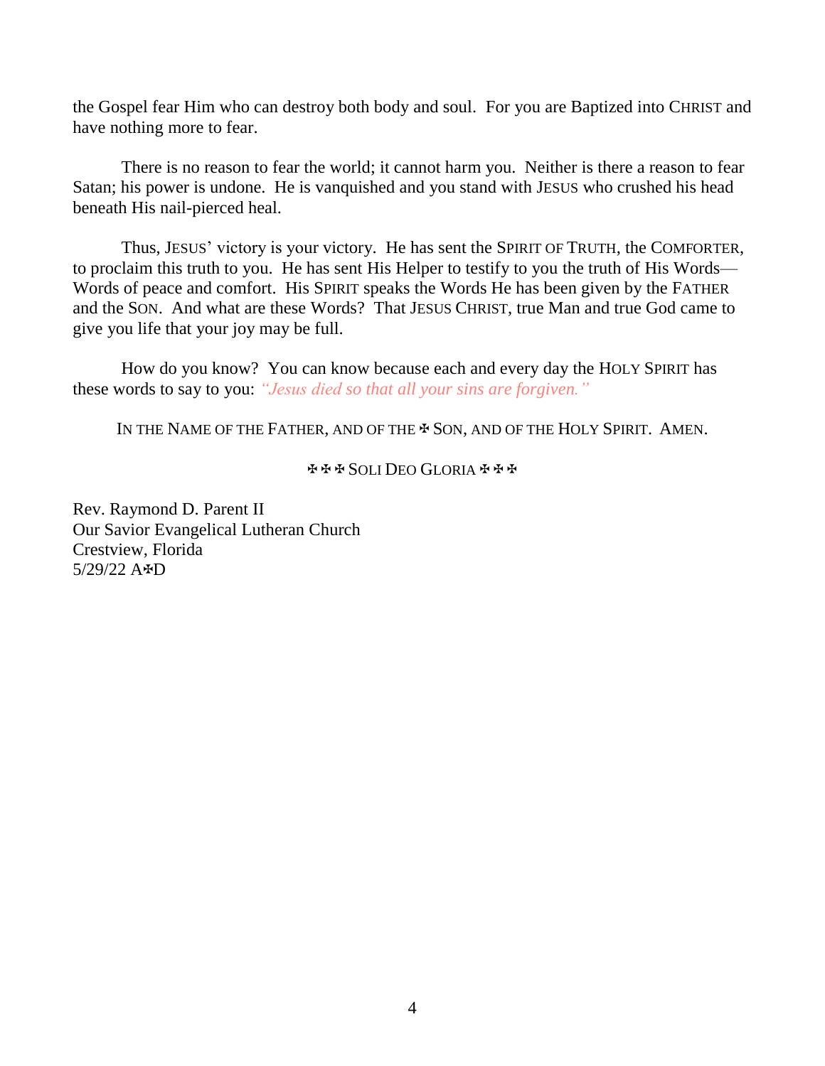the Gospel fear Him who can destroy both body and soul. For you are Baptized into CHRIST and have nothing more to fear.

There is no reason to fear the world; it cannot harm you. Neither is there a reason to fear Satan; his power is undone. He is vanquished and you stand with JESUS who crushed his head beneath His nail-pierced heal.

Thus, JESUS' victory is your victory. He has sent the SPIRIT OF TRUTH, the COMFORTER, to proclaim this truth to you. He has sent His Helper to testify to you the truth of His Words—Words of peace and comfort. His SPIRIT speaks the Words He has been given by the FATHER and the SON. And what are these Words? That JESUS CHRIST, true Man and true God came to give you life that your joy may be full.

How do you know? You can know because each and every day the HOLY SPIRIT has these words to say to you: *"Jesus died so that all your sins are forgiven."*

IN THE NAME OF THE FATHER, AND OF THE ✠ SON, AND OF THE HOLY SPIRIT. AMEN.

✠ ✠ ✠ SOLI DEO GLORIA ✠ ✠ ✠

Rev. Raymond D. Parent II
Our Savior Evangelical Lutheran Church
Crestview, Florida
5/29/22 A✠D